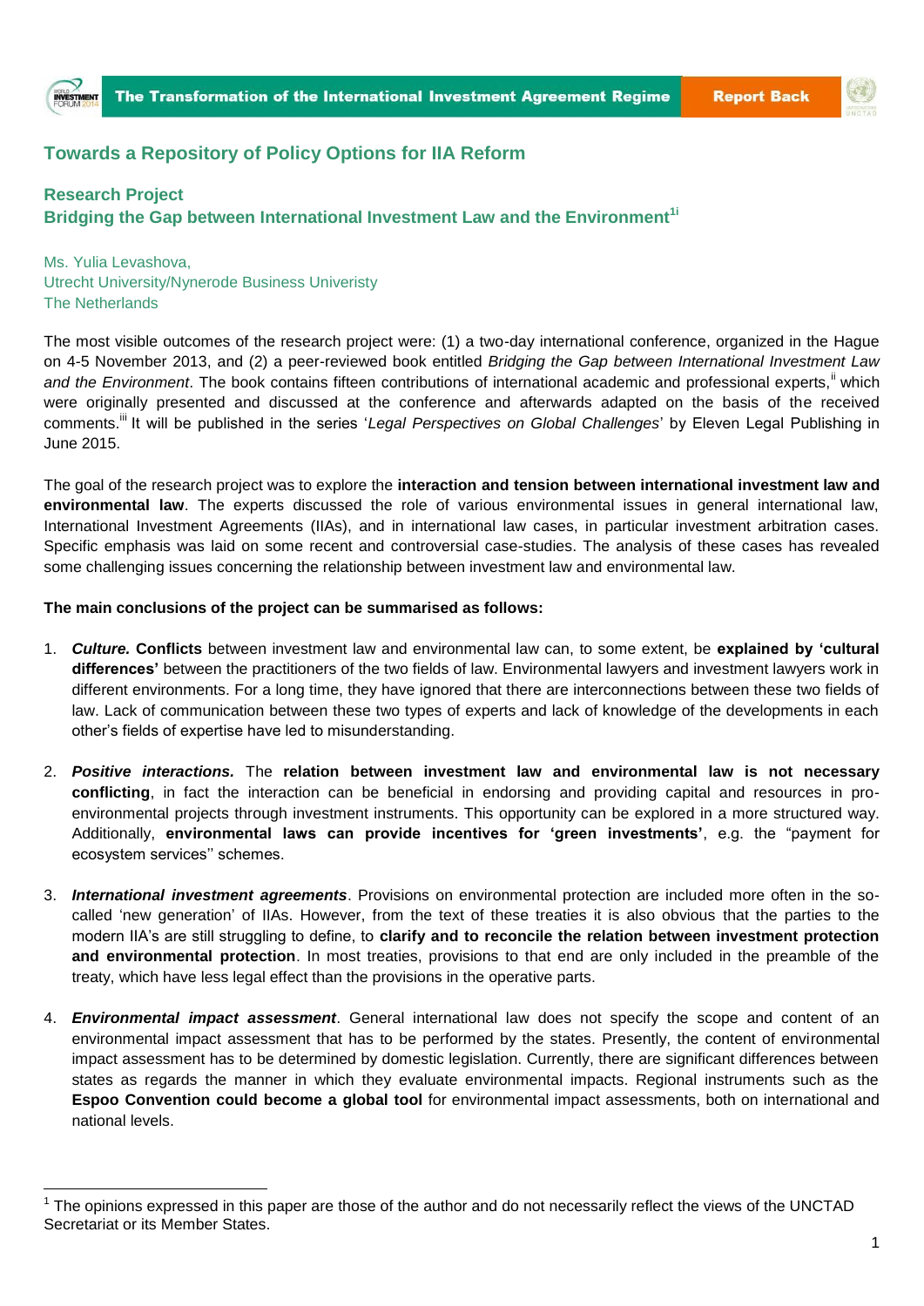## Towards a Repository of Policy Options for IIA Reform

### Research Project
### Bridging the Gap between International Investment Law and the Environment[1i]

Ms. Yulia Levashova,
Utrecht University/Nynerode Business Univeristy
The Netherlands

The most visible outcomes of the research project were: (1) a two-day international conference, organized in the Hague on 4-5 November 2013, and (2) a peer-reviewed book entitled *Bridging the Gap between International Investment Law and the Environment*. The book contains fifteen contributions of international academic and professional experts,[ii] which were originally presented and discussed at the conference and afterwards adapted on the basis of the received comments.[iii] It will be published in the series '*Legal Perspectives on Global Challenges*' by Eleven Legal Publishing in June 2015.

The goal of the research project was to explore the **interaction and tension between international investment law and environmental law**. The experts discussed the role of various environmental issues in general international law, International Investment Agreements (IIAs), and in international law cases, in particular investment arbitration cases. Specific emphasis was laid on some recent and controversial case-studies. The analysis of these cases has revealed some challenging issues concerning the relationship between investment law and environmental law.

**The main conclusions of the project can be summarised as follows:**

1. ***Culture.* Conflicts** between investment law and environmental law can, to some extent, be **explained by 'cultural differences'** between the practitioners of the two fields of law. Environmental lawyers and investment lawyers work in different environments. For a long time, they have ignored that there are interconnections between these two fields of law. Lack of communication between these two types of experts and lack of knowledge of the developments in each other's fields of expertise have led to misunderstanding.

2. ***Positive interactions.*** The **relation between investment law and environmental law is not necessary conflicting**, in fact the interaction can be beneficial in endorsing and providing capital and resources in pro-environmental projects through investment instruments. This opportunity can be explored in a more structured way. Additionally, **environmental laws can provide incentives for 'green investments'**, e.g. the "payment for ecosystem services'' schemes.

3. ***International investment agreements***. Provisions on environmental protection are included more often in the so-called 'new generation' of IIAs. However, from the text of these treaties it is also obvious that the parties to the modern IIA's are still struggling to define, to **clarify and to reconcile the relation between investment protection and environmental protection**. In most treaties, provisions to that end are only included in the preamble of the treaty, which have less legal effect than the provisions in the operative parts.

4. ***Environmental impact assessment***. General international law does not specify the scope and content of an environmental impact assessment that has to be performed by the states. Presently, the content of environmental impact assessment has to be determined by domestic legislation. Currently, there are significant differences between states as regards the manner in which they evaluate environmental impacts. Regional instruments such as the **Espoo Convention could become a global tool** for environmental impact assessments, both on international and national levels.

---

[1] The opinions expressed in this paper are those of the author and do not necessarily reflect the views of the UNCTAD Secretariat or its Member States.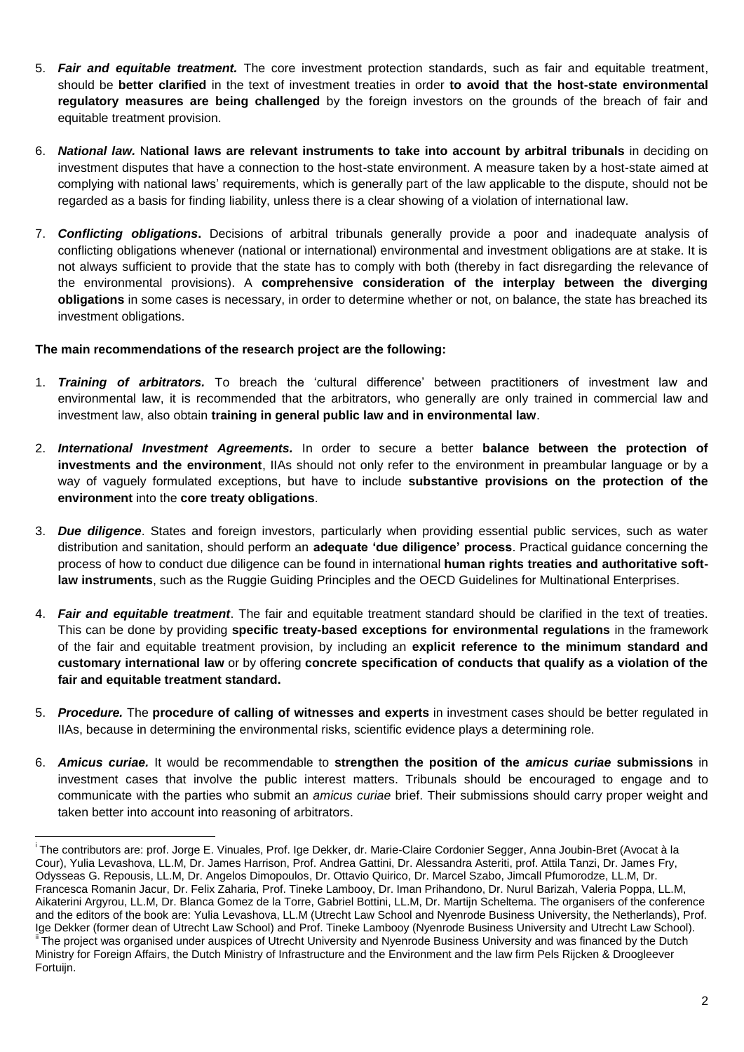5. ***Fair and equitable treatment.*** The core investment protection standards, such as fair and equitable treatment, should be **better clarified** in the text of investment treaties in order **to avoid that the host-state environmental regulatory measures are being challenged** by the foreign investors on the grounds of the breach of fair and equitable treatment provision.

6. ***National law.*** N**ational laws are relevant instruments to take into account by arbitral tribunals** in deciding on investment disputes that have a connection to the host-state environment. A measure taken by a host-state aimed at complying with national laws' requirements, which is generally part of the law applicable to the dispute, should not be regarded as a basis for finding liability, unless there is a clear showing of a violation of international law.

7. ***Conflicting obligations*.** Decisions of arbitral tribunals generally provide a poor and inadequate analysis of conflicting obligations whenever (national or international) environmental and investment obligations are at stake. It is not always sufficient to provide that the state has to comply with both (thereby in fact disregarding the relevance of the environmental provisions). A **comprehensive consideration of the interplay between the diverging obligations** in some cases is necessary, in order to determine whether or not, on balance, the state has breached its investment obligations.

**The main recommendations of the research project are the following:**

1. ***Training of arbitrators.*** To breach the 'cultural difference' between practitioners of investment law and environmental law, it is recommended that the arbitrators, who generally are only trained in commercial law and investment law, also obtain **training in general public law and in environmental law**.

2. ***International Investment Agreements.*** In order to secure a better **balance between the protection of investments and the environment**, IIAs should not only refer to the environment in preambular language or by a way of vaguely formulated exceptions, but have to include **substantive provisions on the protection of the environment** into the **core treaty obligations**.

3. ***Due diligence***. States and foreign investors, particularly when providing essential public services, such as water distribution and sanitation, should perform an **adequate 'due diligence' process**. Practical guidance concerning the process of how to conduct due diligence can be found in international **human rights treaties and authoritative soft-law instruments**, such as the Ruggie Guiding Principles and the OECD Guidelines for Multinational Enterprises.

4. ***Fair and equitable treatment***. The fair and equitable treatment standard should be clarified in the text of treaties. This can be done by providing **specific treaty-based exceptions for environmental regulations** in the framework of the fair and equitable treatment provision, by including an **explicit reference to the minimum standard and customary international law** or by offering **concrete specification of conducts that qualify as a violation of the fair and equitable treatment standard.**

5. ***Procedure.*** The **procedure of calling of witnesses and experts** in investment cases should be better regulated in IIAs, because in determining the environmental risks, scientific evidence plays a determining role.

6. ***Amicus curiae.*** It would be recommendable to **strengthen the position of the *amicus curiae* submissions** in investment cases that involve the public interest matters. Tribunals should be encouraged to engage and to communicate with the parties who submit an *amicus curiae* brief. Their submissions should carry proper weight and taken better into account into reasoning of arbitrators.

---

[i] The contributors are: prof. Jorge E. Vinuales, Prof. Ige Dekker, dr. Marie-Claire Cordonier Segger, Anna Joubin-Bret (Avocat à la Cour), Yulia Levashova, LL.M, Dr. James Harrison, Prof. Andrea Gattini, Dr. Alessandra Asteriti, prof. Attila Tanzi, Dr. James Fry, Odysseas G. Repousis, LL.M, Dr. Angelos Dimopoulos, Dr. Ottavio Quirico, Dr. Marcel Szabo, Jimcall Pfumorodze, LL.M, Dr. Francesca Romanin Jacur, Dr. Felix Zaharia, Prof. Tineke Lambooy, Dr. Iman Prihandono, Dr. Nurul Barizah, Valeria Poppa, LL.M, Aikaterini Argyrou, LL.M, Dr. Blanca Gomez de la Torre, Gabriel Bottini, LL.M, Dr. Martijn Scheltema. The organisers of the conference and the editors of the book are: Yulia Levashova, LL.M (Utrecht Law School and Nyenrode Business University, the Netherlands), Prof. Ige Dekker (former dean of Utrecht Law School) and Prof. Tineke Lambooy (Nyenrode Business University and Utrecht Law School).

[ii] The project was organised under auspices of Utrecht University and Nyenrode Business University and was financed by the Dutch Ministry for Foreign Affairs, the Dutch Ministry of Infrastructure and the Environment and the law firm Pels Rijcken & Droogleever Fortuijn.